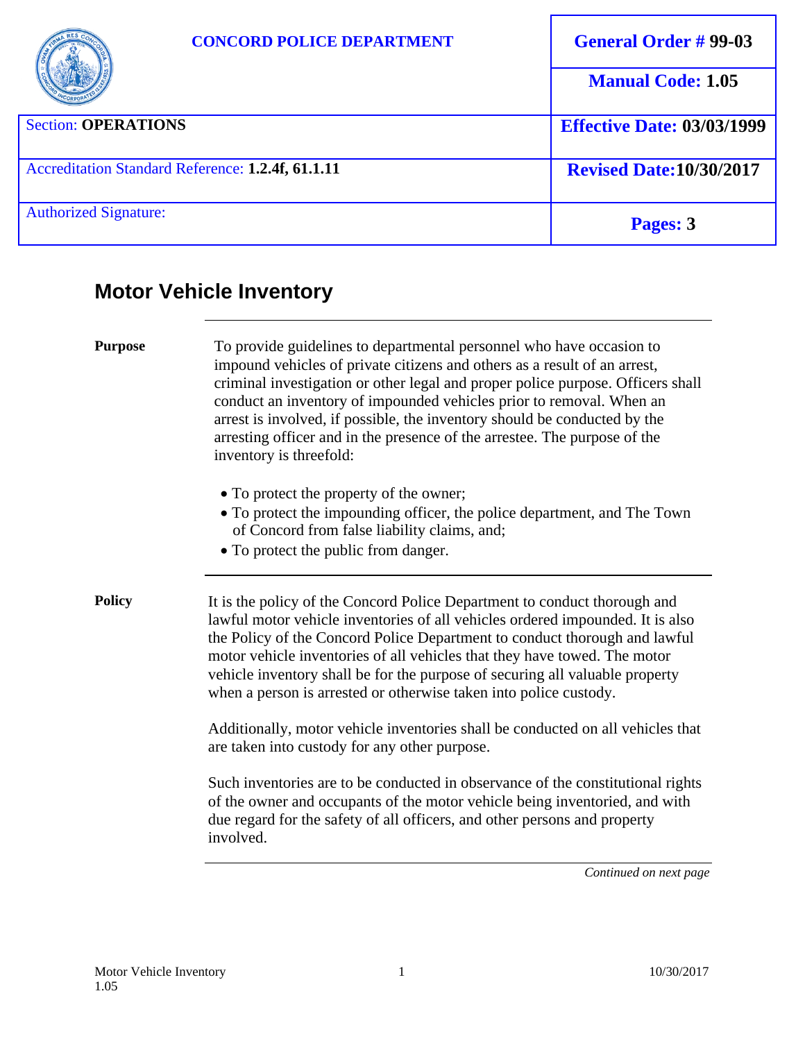| CONCORD POLICE DEPARTMENT | General Order # 99-03 |
| --- | --- |
| | Manual Code: 1.05 |
| Section: **OPERATIONS** | Effective Date: 03/03/1999 |
| Accreditation Standard Reference: **1.2.4f, 61.1.11** | Revised Date: 10/30/2017 |
| Authorized Signature: | Pages: 3 |

# Motor Vehicle Inventory

**Purpose**

To provide guidelines to departmental personnel who have occasion to impound vehicles of private citizens and others as a result of an arrest, criminal investigation or other legal and proper police purpose. Officers shall conduct an inventory of impounded vehicles prior to removal. When an arrest is involved, if possible, the inventory should be conducted by the arresting officer and in the presence of the arrestee. The purpose of the inventory is threefold:

- To protect the property of the owner;
- To protect the impounding officer, the police department, and The Town of Concord from false liability claims, and;
- To protect the public from danger.

**Policy**

It is the policy of the Concord Police Department to conduct thorough and lawful motor vehicle inventories of all vehicles ordered impounded. It is also the Policy of the Concord Police Department to conduct thorough and lawful motor vehicle inventories of all vehicles that they have towed. The motor vehicle inventory shall be for the purpose of securing all valuable property when a person is arrested or otherwise taken into police custody.

Additionally, motor vehicle inventories shall be conducted on all vehicles that are taken into custody for any other purpose.

Such inventories are to be conducted in observance of the constitutional rights of the owner and occupants of the motor vehicle being inventoried, and with due regard for the safety of all officers, and other persons and property involved.

*Continued on next page*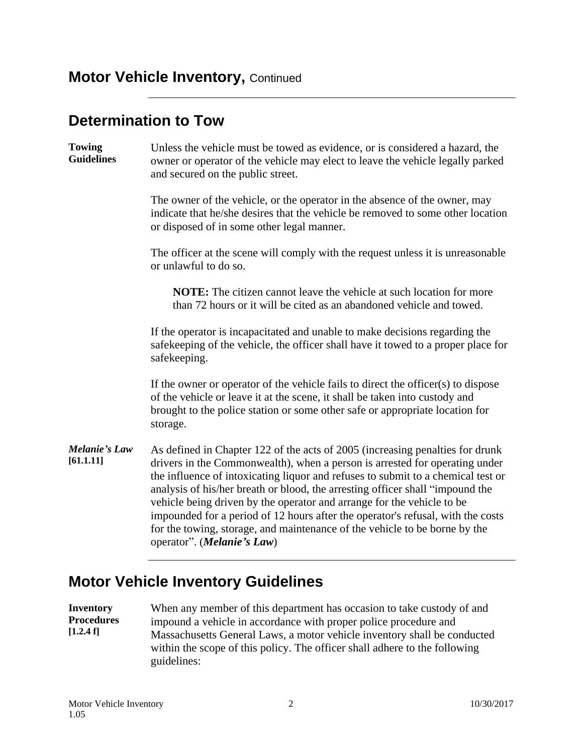# Motor Vehicle Inventory, Continued

## Determination to Tow

**Towing Guidelines**

Unless the vehicle must be towed as evidence, or is considered a hazard, the owner or operator of the vehicle may elect to leave the vehicle legally parked and secured on the public street.

The owner of the vehicle, or the operator in the absence of the owner, may indicate that he/she desires that the vehicle be removed to some other location or disposed of in some other legal manner.

The officer at the scene will comply with the request unless it is unreasonable or unlawful to do so.

> **NOTE:** The citizen cannot leave the vehicle at such location for more than 72 hours or it will be cited as an abandoned vehicle and towed.

If the operator is incapacitated and unable to make decisions regarding the safekeeping of the vehicle, the officer shall have it towed to a proper place for safekeeping.

If the owner or operator of the vehicle fails to direct the officer(s) to dispose of the vehicle or leave it at the scene, it shall be taken into custody and brought to the police station or some other safe or appropriate location for storage.

***Melanie's Law*** **[61.1.11]**

As defined in Chapter 122 of the acts of 2005 (increasing penalties for drunk drivers in the Commonwealth), when a person is arrested for operating under the influence of intoxicating liquor and refuses to submit to a chemical test or analysis of his/her breath or blood, the arresting officer shall "impound the vehicle being driven by the operator and arrange for the vehicle to be impounded for a period of 12 hours after the operator's refusal, with the costs for the towing, storage, and maintenance of the vehicle to be borne by the operator". (***Melanie's Law***)

## Motor Vehicle Inventory Guidelines

**Inventory Procedures** **[1.2.4 f]**

When any member of this department has occasion to take custody of and impound a vehicle in accordance with proper police procedure and Massachusetts General Laws, a motor vehicle inventory shall be conducted within the scope of this policy. The officer shall adhere to the following guidelines: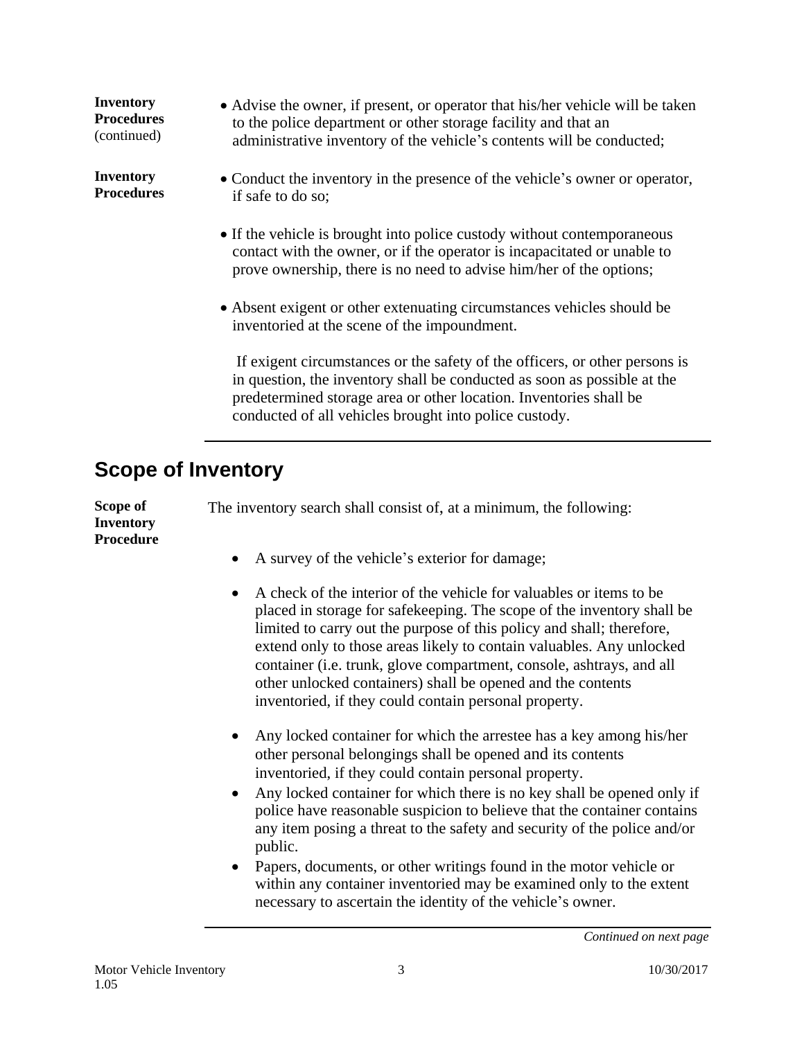**Inventory Procedures** (continued)

- Advise the owner, if present, or operator that his/her vehicle will be taken to the police department or other storage facility and that an administrative inventory of the vehicle's contents will be conducted;

**Inventory Procedures**

- Conduct the inventory in the presence of the vehicle's owner or operator, if safe to do so;

- If the vehicle is brought into police custody without contemporaneous contact with the owner, or if the operator is incapacitated or unable to prove ownership, there is no need to advise him/her of the options;

- Absent exigent or other extenuating circumstances vehicles should be inventoried at the scene of the impoundment.

  If exigent circumstances or the safety of the officers, or other persons is in question, the inventory shall be conducted as soon as possible at the predetermined storage area or other location. Inventories shall be conducted of all vehicles brought into police custody.

---

## Scope of Inventory

**Scope of Inventory Procedure**

The inventory search shall consist of, at a minimum, the following:

- A survey of the vehicle's exterior for damage;

- A check of the interior of the vehicle for valuables or items to be placed in storage for safekeeping. The scope of the inventory shall be limited to carry out the purpose of this policy and shall; therefore, extend only to those areas likely to contain valuables. Any unlocked container (i.e. trunk, glove compartment, console, ashtrays, and all other unlocked containers) shall be opened and the contents inventoried, if they could contain personal property.

- Any locked container for which the arrestee has a key among his/her other personal belongings shall be opened and its contents inventoried, if they could contain personal property.
- Any locked container for which there is no key shall be opened only if police have reasonable suspicion to believe that the container contains any item posing a threat to the safety and security of the police and/or public.
- Papers, documents, or other writings found in the motor vehicle or within any container inventoried may be examined only to the extent necessary to ascertain the identity of the vehicle's owner.

---

*Continued on next page*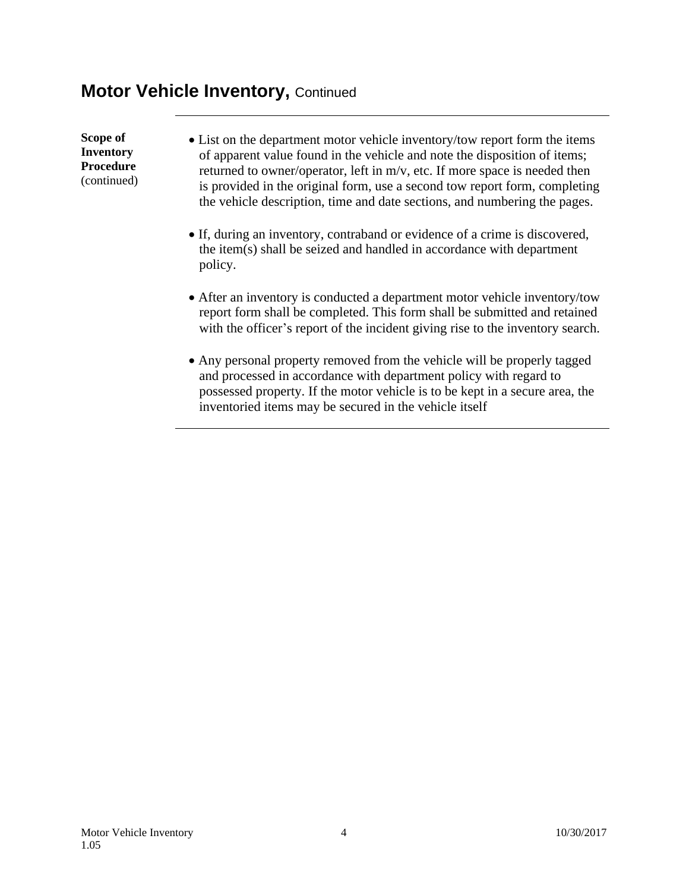## Motor Vehicle Inventory, Continued

**Scope of Inventory Procedure** (continued)

- List on the department motor vehicle inventory/tow report form the items of apparent value found in the vehicle and note the disposition of items; returned to owner/operator, left in m/v, etc. If more space is needed then is provided in the original form, use a second tow report form, completing the vehicle description, time and date sections, and numbering the pages.
- If, during an inventory, contraband or evidence of a crime is discovered, the item(s) shall be seized and handled in accordance with department policy.
- After an inventory is conducted a department motor vehicle inventory/tow report form shall be completed. This form shall be submitted and retained with the officer's report of the incident giving rise to the inventory search.
- Any personal property removed from the vehicle will be properly tagged and processed in accordance with department policy with regard to possessed property. If the motor vehicle is to be kept in a secure area, the inventoried items may be secured in the vehicle itself